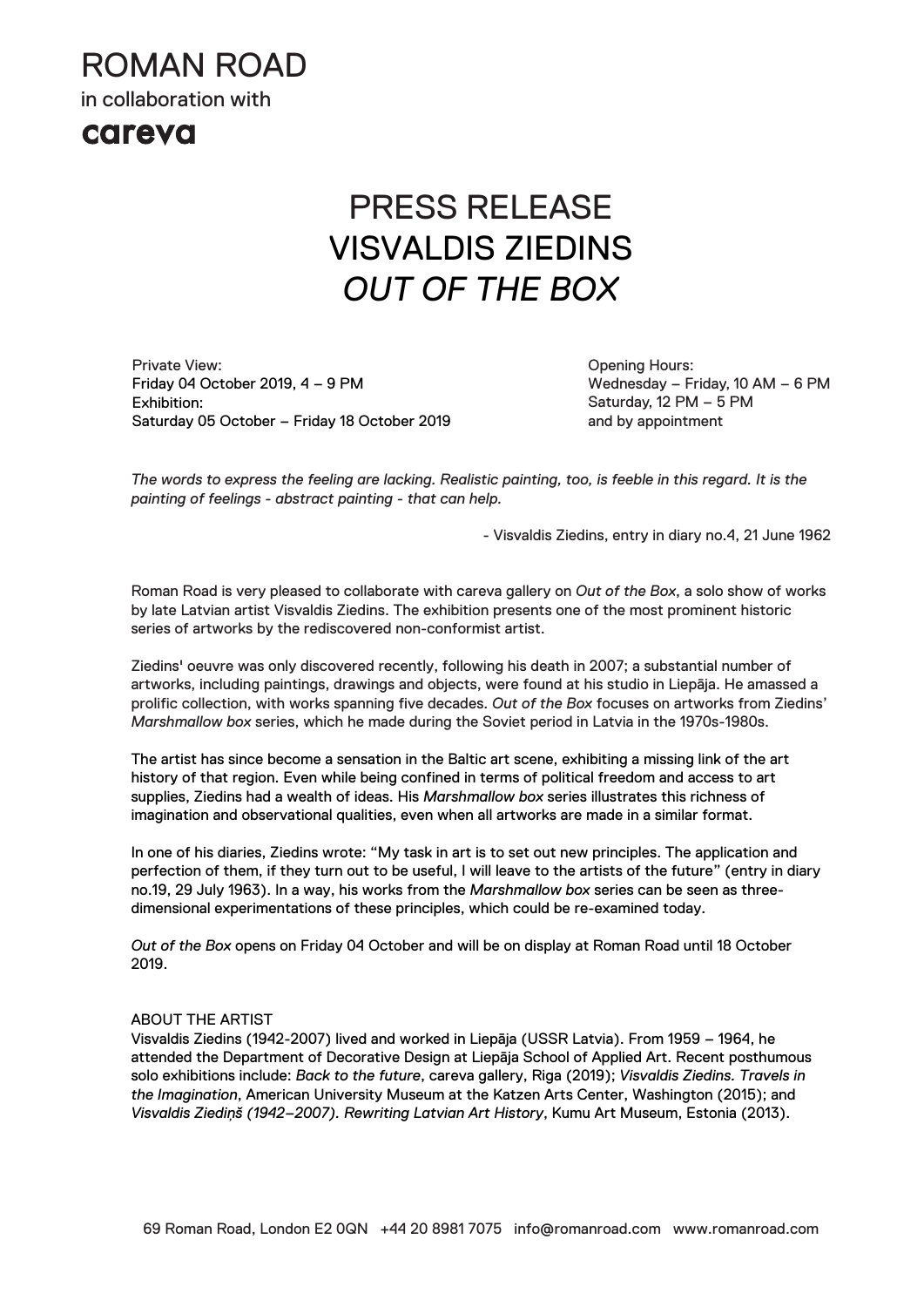ROMAN ROAD
in collaboration with
careva

# PRESS RELEASE
# VISVALDIS ZIEDINS
# *OUT OF THE BOX*

Private View:
Friday 04 October 2019, 4 – 9 PM
Exhibition:
Saturday 05 October – Friday 18 October 2019

Opening Hours:
Wednesday – Friday, 10 AM – 6 PM
Saturday, 12 PM – 5 PM
and by appointment

*The words to express the feeling are lacking. Realistic painting, too, is feeble in this regard. It is the painting of feelings - abstract painting - that can help.*

- Visvaldis Ziedins, entry in diary no.4, 21 June 1962

Roman Road is very pleased to collaborate with careva gallery on *Out of the Box*, a solo show of works by late Latvian artist Visvaldis Ziedins. The exhibition presents one of the most prominent historic series of artworks by the rediscovered non-conformist artist.

Ziedins' oeuvre was only discovered recently, following his death in 2007; a substantial number of artworks, including paintings, drawings and objects, were found at his studio in Liepāja. He amassed a prolific collection, with works spanning five decades. *Out of the Box* focuses on artworks from Ziedins' *Marshmallow box* series, which he made during the Soviet period in Latvia in the 1970s-1980s.

The artist has since become a sensation in the Baltic art scene, exhibiting a missing link of the art history of that region. Even while being confined in terms of political freedom and access to art supplies, Ziedins had a wealth of ideas. His *Marshmallow box* series illustrates this richness of imagination and observational qualities, even when all artworks are made in a similar format.

In one of his diaries, Ziedins wrote: "My task in art is to set out new principles. The application and perfection of them, if they turn out to be useful, I will leave to the artists of the future" (entry in diary no.19, 29 July 1963). In a way, his works from the *Marshmallow box* series can be seen as three-dimensional experimentations of these principles, which could be re-examined today.

*Out of the Box* opens on Friday 04 October and will be on display at Roman Road until 18 October 2019.

ABOUT THE ARTIST
Visvaldis Ziedins (1942-2007) lived and worked in Liepāja (USSR Latvia). From 1959 – 1964, he attended the Department of Decorative Design at Liepāja School of Applied Art. Recent posthumous solo exhibitions include: *Back to the future*, careva gallery, Riga (2019); *Visvaldis Ziedins. Travels in the Imagination*, American University Museum at the Katzen Arts Center, Washington (2015); and *Visvaldis Ziediņš (1942–2007). Rewriting Latvian Art History*, Kumu Art Museum, Estonia (2013).

69 Roman Road, London E2 0QN +44 20 8981 7075 info@romanroad.com www.romanroad.com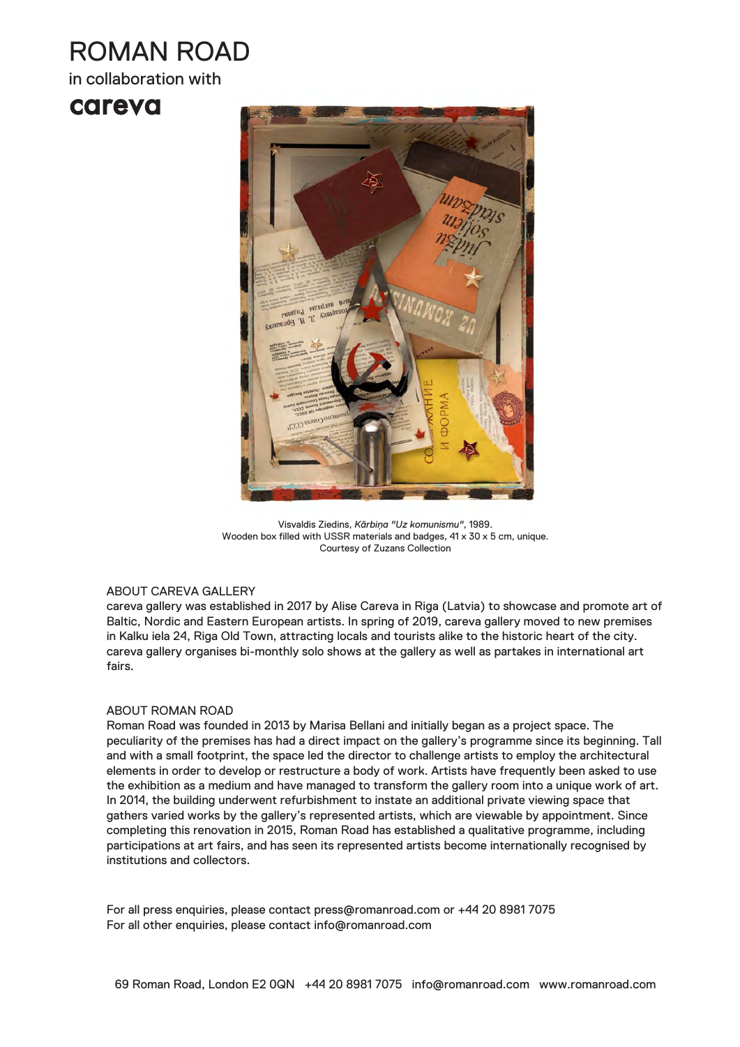# ROMAN ROAD

in collaboration with

**careva**

Visvaldis Ziedins, *Kārbiņa "Uz komunismu"*, 1989.
Wooden box filled with USSR materials and badges, 41 x 30 x 5 cm, unique.
Courtesy of Zuzans Collection

## ABOUT CAREVA GALLERY

careva gallery was established in 2017 by Alise Careva in Riga (Latvia) to showcase and promote art of Baltic, Nordic and Eastern European artists. In spring of 2019, careva gallery moved to new premises in Kalku iela 24, Riga Old Town, attracting locals and tourists alike to the historic heart of the city. careva gallery organises bi-monthly solo shows at the gallery as well as partakes in international art fairs.

## ABOUT ROMAN ROAD

Roman Road was founded in 2013 by Marisa Bellani and initially began as a project space. The peculiarity of the premises has had a direct impact on the gallery's programme since its beginning. Tall and with a small footprint, the space led the director to challenge artists to employ the architectural elements in order to develop or restructure a body of work. Artists have frequently been asked to use the exhibition as a medium and have managed to transform the gallery room into a unique work of art. In 2014, the building underwent refurbishment to instate an additional private viewing space that gathers varied works by the gallery's represented artists, which are viewable by appointment. Since completing this renovation in 2015, Roman Road has established a qualitative programme, including participations at art fairs, and has seen its represented artists become internationally recognised by institutions and collectors.

For all press enquiries, please contact press@romanroad.com or +44 20 8981 7075
For all other enquiries, please contact info@romanroad.com

69 Roman Road, London E2 0QN +44 20 8981 7075 info@romanroad.com www.romanroad.com